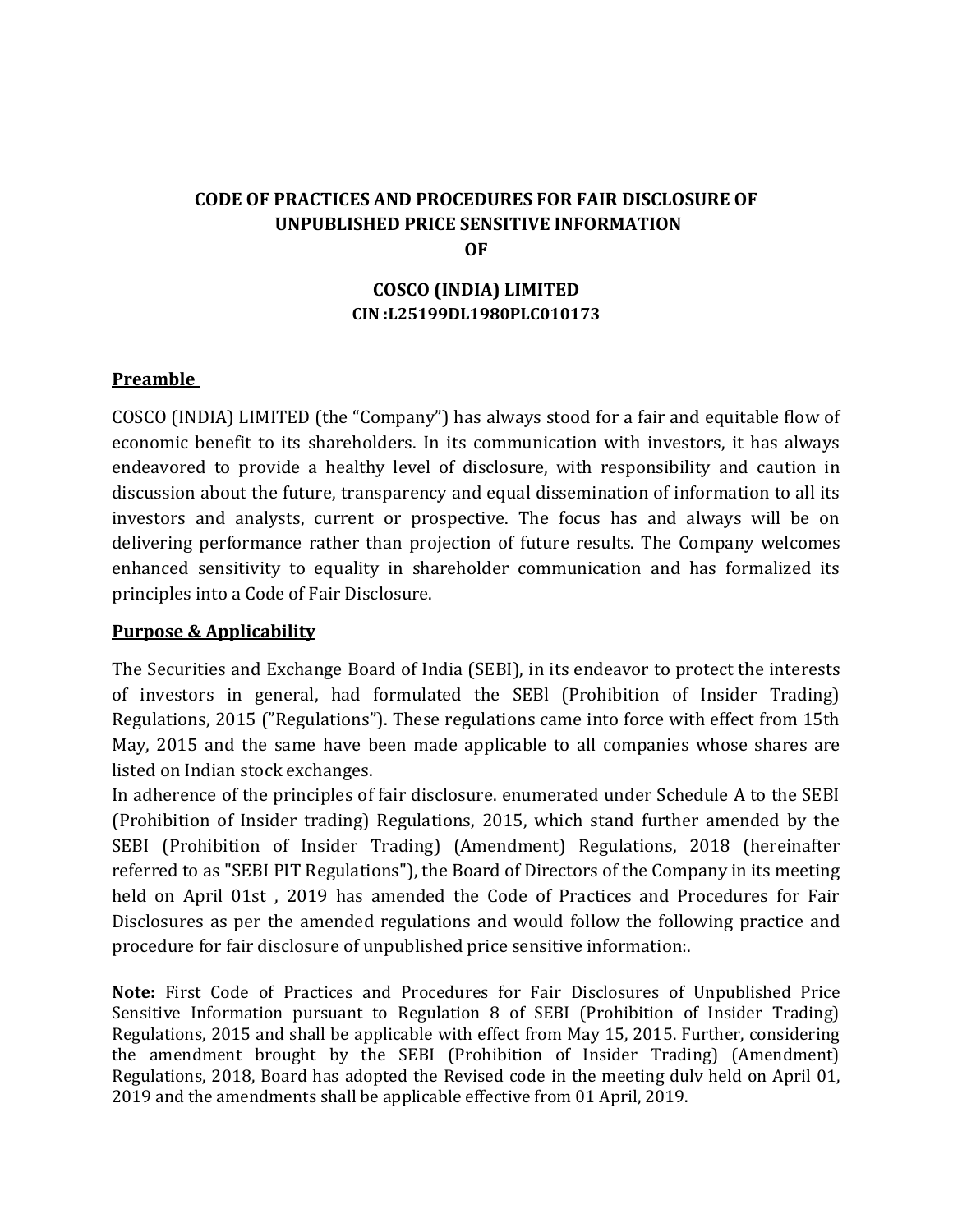# CODE OF PRACTICES AND PROCEDURES FOR FAIR DISCLOSURE OF UNPUBLISHED PRICE SENSITIVE INFORMATION OF

## COSCO (INDIA) LIMITED

**CIN :L25199DL1980PLC010173**

## Preamble

COSCO (INDIA) LIMITED (the "Company") has always stood for a fair and equitable flow of economic benefit to its shareholders. In its communication with investors, it has always endeavored to provide a healthy level of disclosure, with responsibility and caution in discussion about the future, transparency and equal dissemination of information to all its investors and analysts, current or prospective. The focus has and always will be on delivering performance rather than projection of future results. The Company welcomes enhanced sensitivity to equality in shareholder communication and has formalized its principles into a Code of Fair Disclosure.

## Purpose & Applicability

The Securities and Exchange Board of India (SEBI), in its endeavor to protect the interests of investors in general, had formulated the SEBl (Prohibition of Insider Trading) Regulations, 2015 ("Regulations"). These regulations came into force with effect from 15th May, 2015 and the same have been made applicable to all companies whose shares are listed on Indian stock exchanges.

In adherence of the principles of fair disclosure. enumerated under Schedule A to the SEBI (Prohibition of Insider trading) Regulations, 2015, which stand further amended by the SEBI (Prohibition of Insider Trading) (Amendment) Regulations, 2018 (hereinafter referred to as "SEBI PIT Regulations"), the Board of Directors of the Company in its meeting held on April 01st , 2019 has amended the Code of Practices and Procedures for Fair Disclosures as per the amended regulations and would follow the following practice and procedure for fair disclosure of unpublished price sensitive information:.

**Note:** First Code of Practices and Procedures for Fair Disclosures of Unpublished Price Sensitive Information pursuant to Regulation 8 of SEBI (Prohibition of Insider Trading) Regulations, 2015 and shall be applicable with effect from May 15, 2015. Further, considering the amendment brought by the SEBI (Prohibition of Insider Trading) (Amendment) Regulations, 2018, Board has adopted the Revised code in the meeting dulv held on April 01, 2019 and the amendments shall be applicable effective from 01 April, 2019.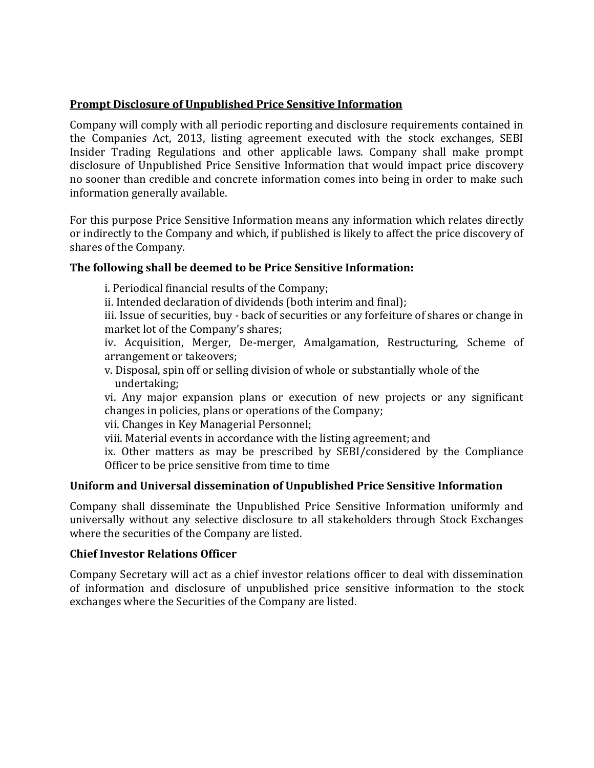**Prompt Disclosure of Unpublished Price Sensitive Information**

Company will comply with all periodic reporting and disclosure requirements contained in the Companies Act, 2013, listing agreement executed with the stock exchanges, SEBI Insider Trading Regulations and other applicable laws. Company shall make prompt disclosure of Unpublished Price Sensitive Information that would impact price discovery no sooner than credible and concrete information comes into being in order to make such information generally available.

For this purpose Price Sensitive Information means any information which relates directly or indirectly to the Company and which, if published is likely to affect the price discovery of shares of the Company.

**The following shall be deemed to be Price Sensitive Information:**

i. Periodical financial results of the Company;
ii. Intended declaration of dividends (both interim and final);
iii. Issue of securities, buy - back of securities or any forfeiture of shares or change in market lot of the Company's shares;
iv. Acquisition, Merger, De-merger, Amalgamation, Restructuring, Scheme of arrangement or takeovers;
v. Disposal, spin off or selling division of whole or substantially whole of the undertaking;
vi. Any major expansion plans or execution of new projects or any significant changes in policies, plans or operations of the Company;
vii. Changes in Key Managerial Personnel;
viii. Material events in accordance with the listing agreement; and
ix. Other matters as may be prescribed by SEBI/considered by the Compliance Officer to be price sensitive from time to time

**Uniform and Universal dissemination of Unpublished Price Sensitive Information**

Company shall disseminate the Unpublished Price Sensitive Information uniformly and universally without any selective disclosure to all stakeholders through Stock Exchanges where the securities of the Company are listed.

**Chief Investor Relations Officer**

Company Secretary will act as a chief investor relations officer to deal with dissemination of information and disclosure of unpublished price sensitive information to the stock exchanges where the Securities of the Company are listed.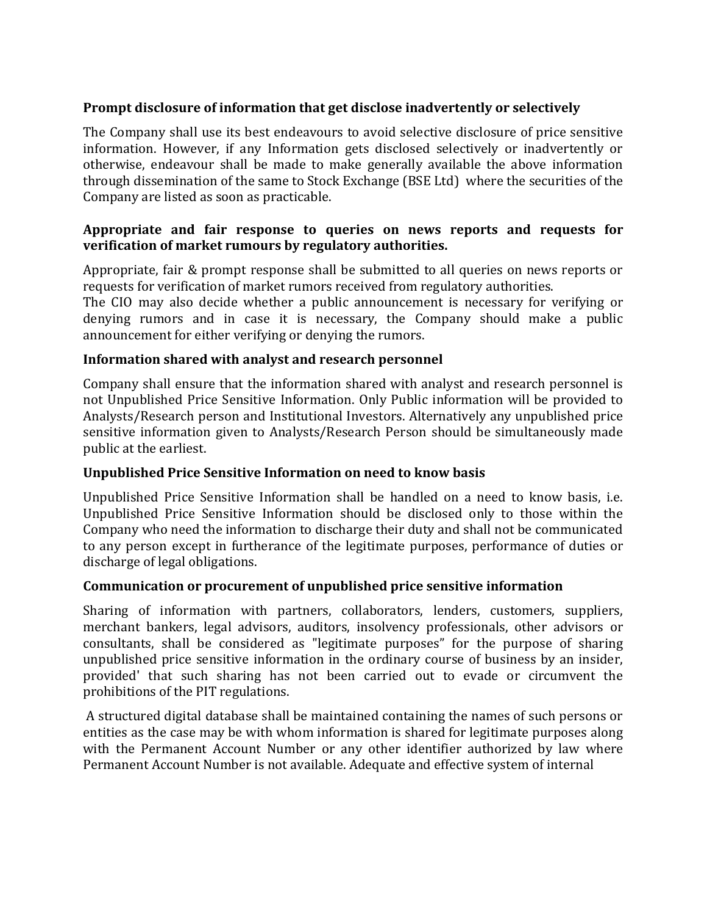### Prompt disclosure of information that get disclose inadvertently or selectively

The Company shall use its best endeavours to avoid selective disclosure of price sensitive information. However, if any Information gets disclosed selectively or inadvertently or otherwise, endeavour shall be made to make generally available the above information through dissemination of the same to Stock Exchange (BSE Ltd) where the securities of the Company are listed as soon as practicable.

### Appropriate and fair response to queries on news reports and requests for verification of market rumours by regulatory authorities.

Appropriate, fair & prompt response shall be submitted to all queries on news reports or requests for verification of market rumors received from regulatory authorities.
The CIO may also decide whether a public announcement is necessary for verifying or denying rumors and in case it is necessary, the Company should make a public announcement for either verifying or denying the rumors.

### Information shared with analyst and research personnel

Company shall ensure that the information shared with analyst and research personnel is not Unpublished Price Sensitive Information. Only Public information will be provided to Analysts/Research person and Institutional Investors. Alternatively any unpublished price sensitive information given to Analysts/Research Person should be simultaneously made public at the earliest.

### Unpublished Price Sensitive Information on need to know basis

Unpublished Price Sensitive Information shall be handled on a need to know basis, i.e. Unpublished Price Sensitive Information should be disclosed only to those within the Company who need the information to discharge their duty and shall not be communicated to any person except in furtherance of the legitimate purposes, performance of duties or discharge of legal obligations.

### Communication or procurement of unpublished price sensitive information

Sharing of information with partners, collaborators, lenders, customers, suppliers, merchant bankers, legal advisors, auditors, insolvency professionals, other advisors or consultants, shall be considered as "legitimate purposes" for the purpose of sharing unpublished price sensitive information in the ordinary course of business by an insider, provided' that such sharing has not been carried out to evade or circumvent the prohibitions of the PIT regulations.

A structured digital database shall be maintained containing the names of such persons or entities as the case may be with whom information is shared for legitimate purposes along with the Permanent Account Number or any other identifier authorized by law where Permanent Account Number is not available. Adequate and effective system of internal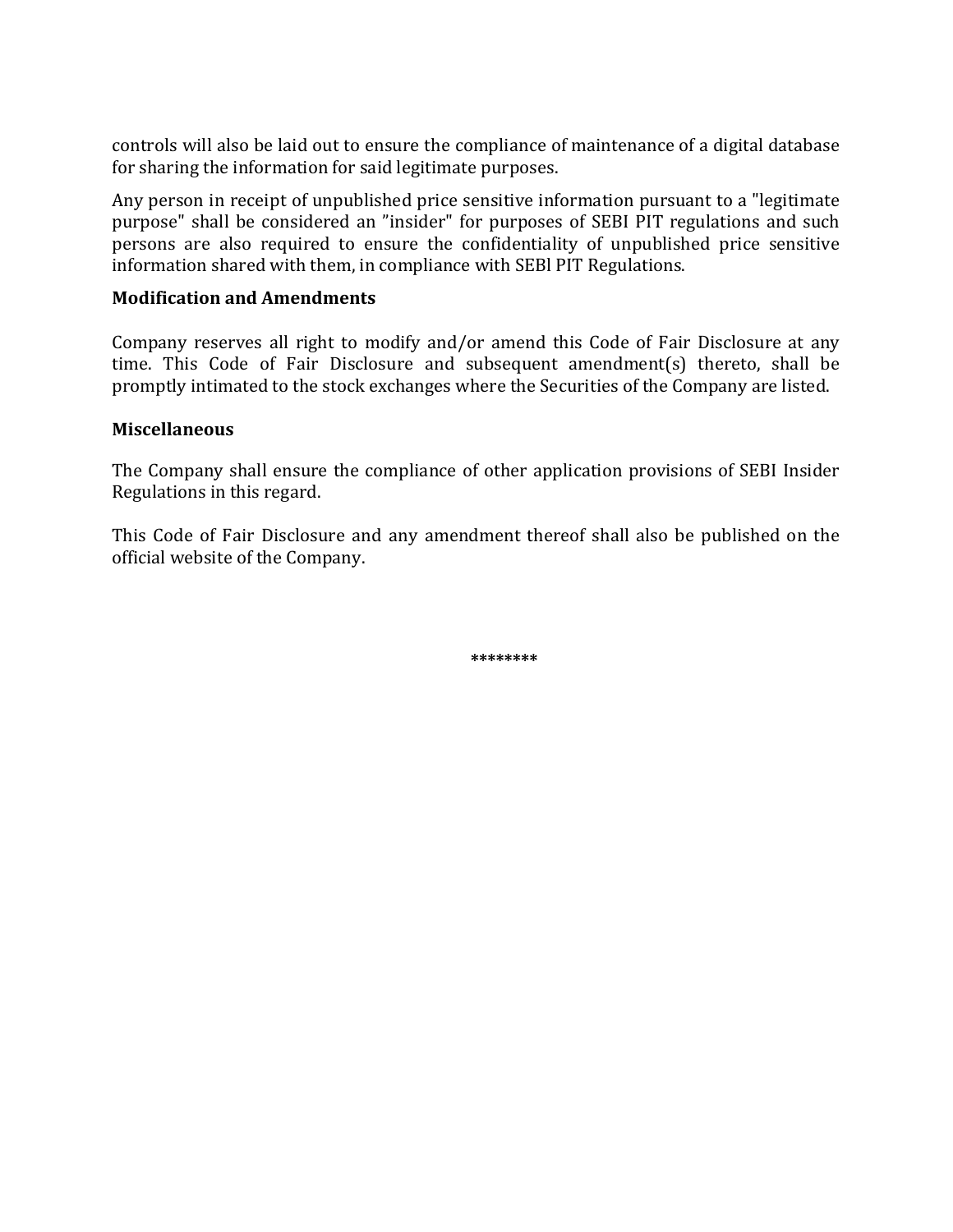controls will also be laid out to ensure the compliance of maintenance of a digital database for sharing the information for said legitimate purposes.

Any person in receipt of unpublished price sensitive information pursuant to a "legitimate purpose" shall be considered an ”insider" for purposes of SEBI PIT regulations and such persons are also required to ensure the confidentiality of unpublished price sensitive information shared with them, in compliance with SEBl PIT Regulations.

**Modification and Amendments**

Company reserves all right to modify and/or amend this Code of Fair Disclosure at any time. This Code of Fair Disclosure and subsequent amendment(s) thereto, shall be promptly intimated to the stock exchanges where the Securities of the Company are listed.

**Miscellaneous**

The Company shall ensure the compliance of other application provisions of SEBI Insider Regulations in this regard.

This Code of Fair Disclosure and any amendment thereof shall also be published on the official website of the Company.

********